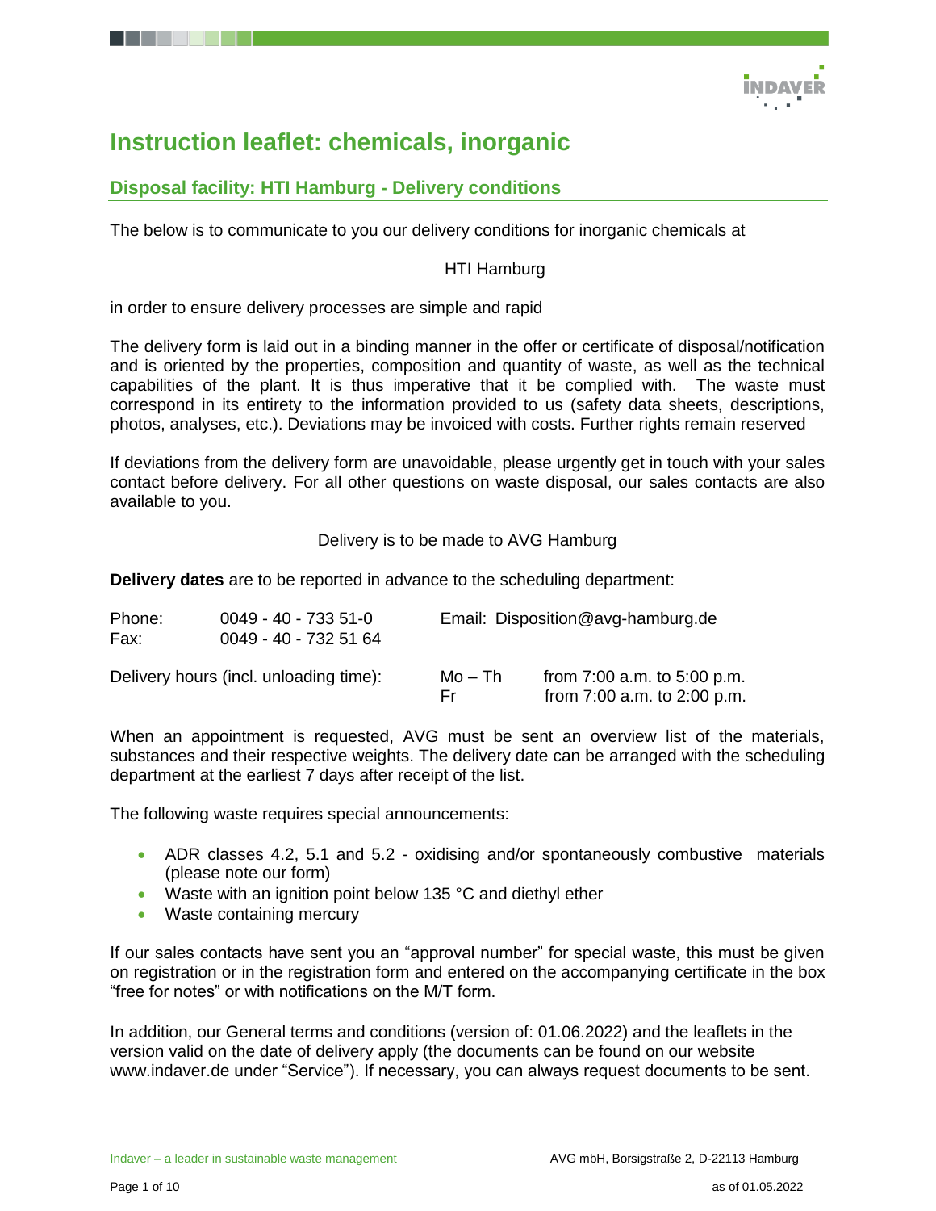# Instruction leaflet: chemicals, inorganic

## Disposal facility: HTI Hamburg - Delivery conditions

The below is to communicate to you our delivery conditions for inorganic chemicals at

HTI Hamburg

in order to ensure delivery processes are simple and rapid

The delivery form is laid out in a binding manner in the offer or certificate of disposal/notification and is oriented by the properties, composition and quantity of waste, as well as the technical capabilities of the plant. It is thus imperative that it be complied with. The waste must correspond in its entirety to the information provided to us (safety data sheets, descriptions, photos, analyses, etc.). Deviations may be invoiced with costs. Further rights remain reserved

If deviations from the delivery form are unavoidable, please urgently get in touch with your sales contact before delivery. For all other questions on waste disposal, our sales contacts are also available to you.

Delivery is to be made to AVG Hamburg

**Delivery dates** are to be reported in advance to the scheduling department:

Phone: 0049 - 40 - 733 51-0
Fax: 0049 - 40 - 732 51 64
Email: Disposition@avg-hamburg.de

Delivery hours (incl. unloading time):
Mo – Th from 7:00 a.m. to 5:00 p.m.
Fr from 7:00 a.m. to 2:00 p.m.

When an appointment is requested, AVG must be sent an overview list of the materials, substances and their respective weights. The delivery date can be arranged with the scheduling department at the earliest 7 days after receipt of the list.

The following waste requires special announcements:

- ADR classes 4.2, 5.1 and 5.2 - oxidising and/or spontaneously combustive materials (please note our form)
- Waste with an ignition point below 135 °C and diethyl ether
- Waste containing mercury

If our sales contacts have sent you an "approval number" for special waste, this must be given on registration or in the registration form and entered on the accompanying certificate in the box "free for notes" or with notifications on the M/T form.

In addition, our General terms and conditions (version of: 01.06.2022) and the leaflets in the version valid on the date of delivery apply (the documents can be found on our website www.indaver.de under "Service"). If necessary, you can always request documents to be sent.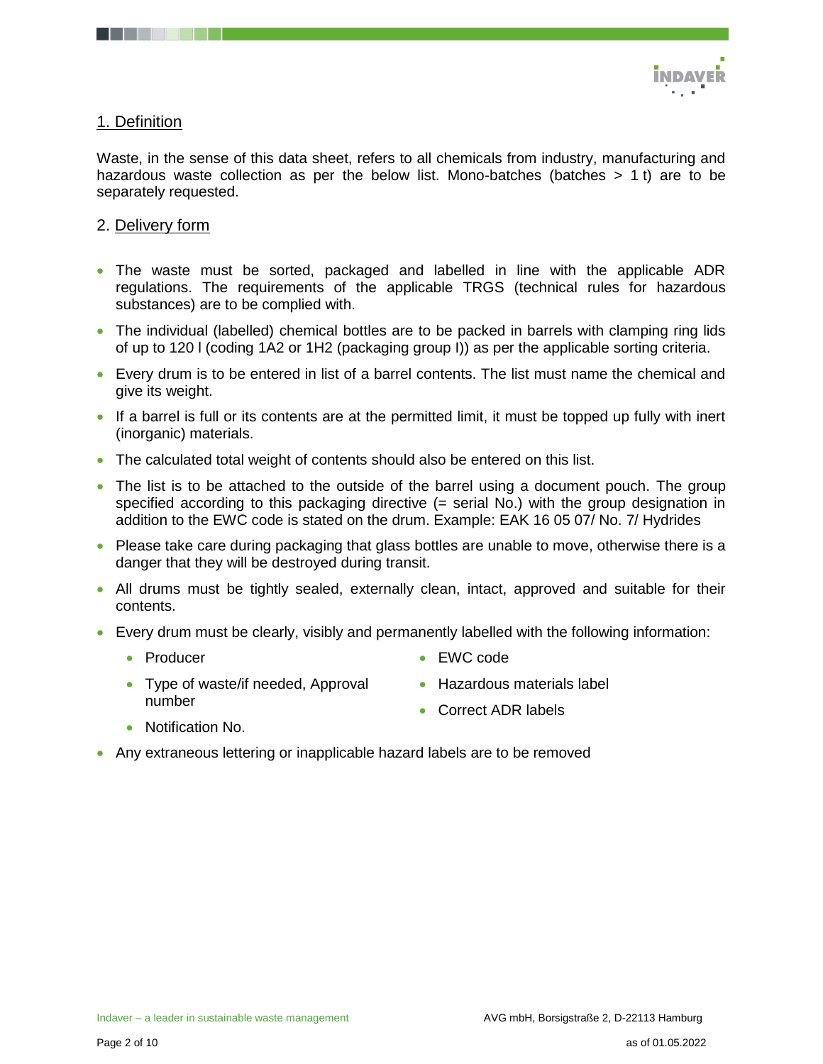## 1. Definition

Waste, in the sense of this data sheet, refers to all chemicals from industry, manufacturing and hazardous waste collection as per the below list. Mono-batches (batches > 1 t) are to be separately requested.

## 2. Delivery form

- The waste must be sorted, packaged and labelled in line with the applicable ADR regulations. The requirements of the applicable TRGS (technical rules for hazardous substances) are to be complied with.
- The individual (labelled) chemical bottles are to be packed in barrels with clamping ring lids of up to 120 l (coding 1A2 or 1H2 (packaging group I)) as per the applicable sorting criteria.
- Every drum is to be entered in list of a barrel contents. The list must name the chemical and give its weight.
- If a barrel is full or its contents are at the permitted limit, it must be topped up fully with inert (inorganic) materials.
- The calculated total weight of contents should also be entered on this list.
- The list is to be attached to the outside of the barrel using a document pouch. The group specified according to this packaging directive (= serial No.) with the group designation in addition to the EWC code is stated on the drum. Example: EAK 16 05 07/ No. 7/ Hydrides
- Please take care during packaging that glass bottles are unable to move, otherwise there is a danger that they will be destroyed during transit.
- All drums must be tightly sealed, externally clean, intact, approved and suitable for their contents.
- Every drum must be clearly, visibly and permanently labelled with the following information:
  - Producer
  - Type of waste/if needed, Approval number
  - Notification No.
  - EWC code
  - Hazardous materials label
  - Correct ADR labels
- Any extraneous lettering or inapplicable hazard labels are to be removed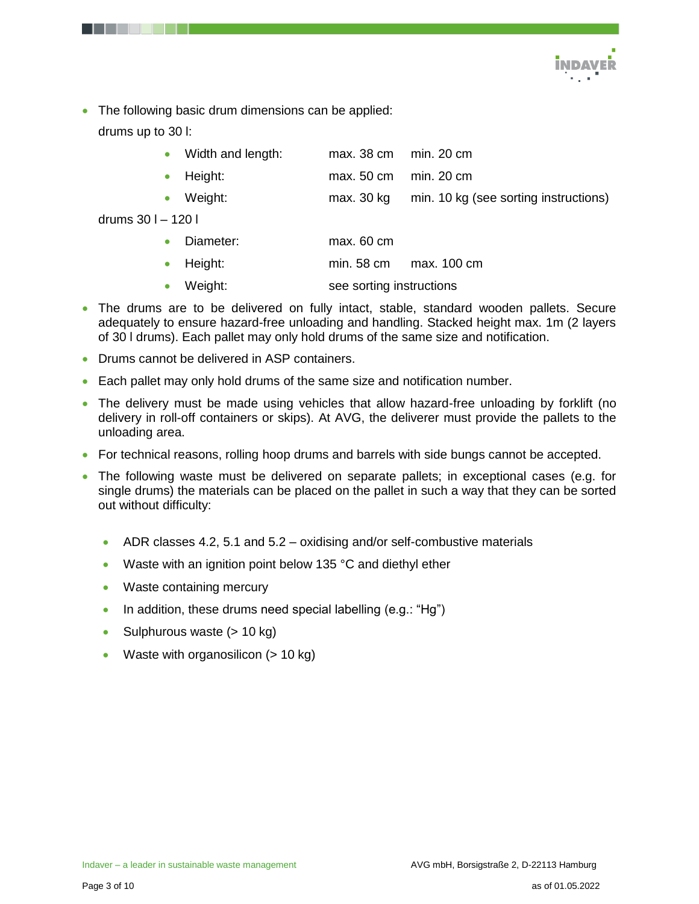- The following basic drum dimensions can be applied:

  drums up to 30 l:

  - Width and length: max. 38 cm min. 20 cm
  - Height: max. 50 cm min. 20 cm
  - Weight: max. 30 kg min. 10 kg (see sorting instructions)

  drums 30 l – 120 l

  - Diameter: max. 60 cm
  - Height: min. 58 cm max. 100 cm
  - Weight: see sorting instructions

- The drums are to be delivered on fully intact, stable, standard wooden pallets. Secure adequately to ensure hazard-free unloading and handling. Stacked height max. 1m (2 layers of 30 l drums). Each pallet may only hold drums of the same size and notification.
- Drums cannot be delivered in ASP containers.
- Each pallet may only hold drums of the same size and notification number.
- The delivery must be made using vehicles that allow hazard-free unloading by forklift (no delivery in roll-off containers or skips). At AVG, the deliverer must provide the pallets to the unloading area.
- For technical reasons, rolling hoop drums and barrels with side bungs cannot be accepted.
- The following waste must be delivered on separate pallets; in exceptional cases (e.g. for single drums) the materials can be placed on the pallet in such a way that they can be sorted out without difficulty:

  - ADR classes 4.2, 5.1 and 5.2 – oxidising and/or self-combustive materials
  - Waste with an ignition point below 135 °C and diethyl ether
  - Waste containing mercury
  - In addition, these drums need special labelling (e.g.: “Hg”)
  - Sulphurous waste (> 10 kg)
  - Waste with organosilicon (> 10 kg)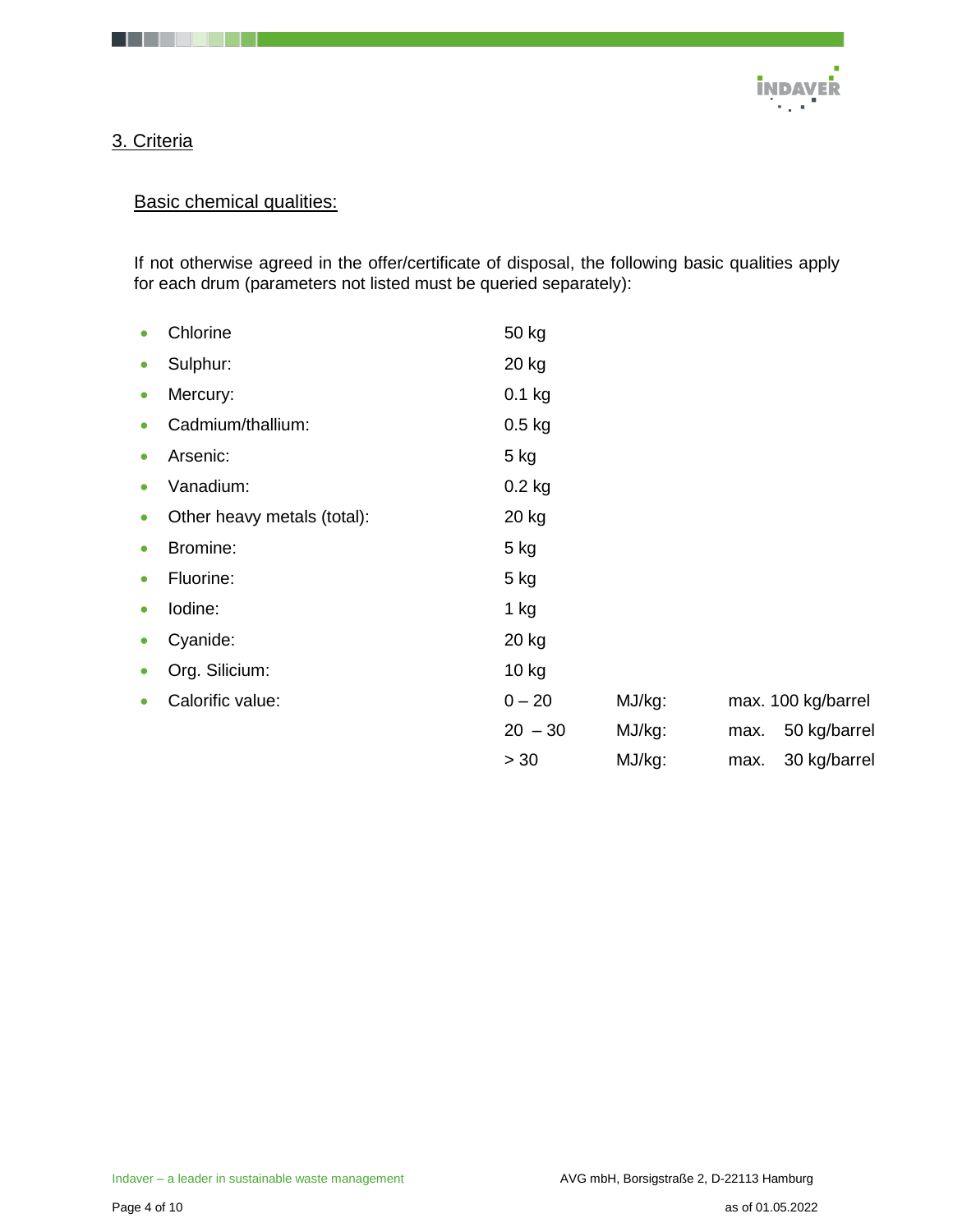## 3. Criteria

### Basic chemical qualities:

If not otherwise agreed in the offer/certificate of disposal, the following basic qualities apply for each drum (parameters not listed must be queried separately):

- Chlorine 50 kg
- Sulphur: 20 kg
- Mercury: 0.1 kg
- Cadmium/thallium: 0.5 kg
- Arsenic: 5 kg
- Vanadium: 0.2 kg
- Other heavy metals (total): 20 kg
- Bromine: 5 kg
- Fluorine: 5 kg
- Iodine: 1 kg
- Cyanide: 20 kg
- Org. Silicium: 10 kg
- Calorific value:
  - 0 – 20 MJ/kg: max. 100 kg/barrel
  - 20 – 30 MJ/kg: max. 50 kg/barrel
  - > 30 MJ/kg: max. 30 kg/barrel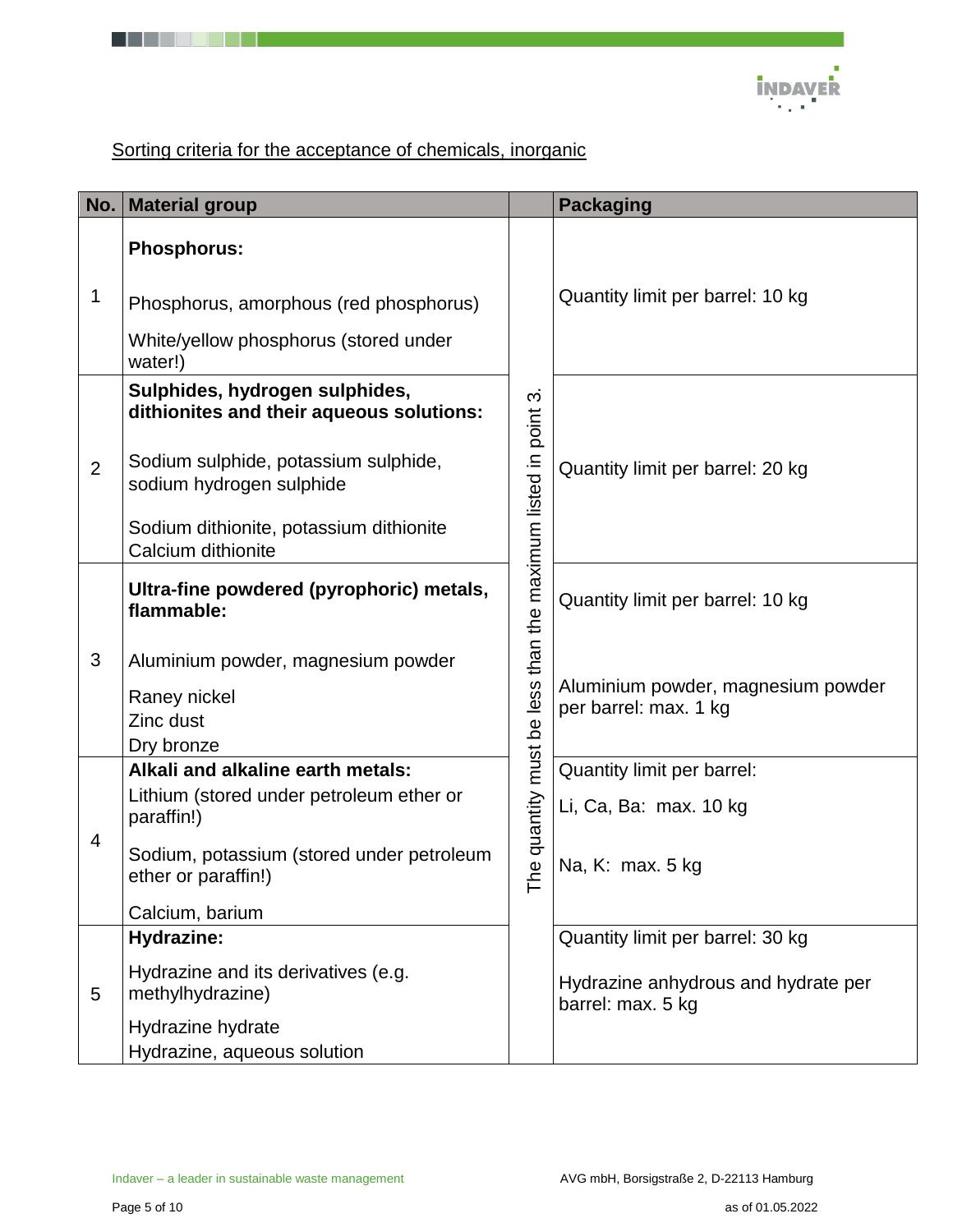Sorting criteria for the acceptance of chemicals, inorganic

| No. | Material group | | Packaging |
|---|---|---|---|
| 1 | **Phosphorus:**<br><br>Phosphorus, amorphous (red phosphorus)<br><br>White/yellow phosphorus (stored under water!) | The quantity must be less than the maximum listed in point 3. | Quantity limit per barrel: 10 kg |
| 2 | **Sulphides, hydrogen sulphides, dithionites and their aqueous solutions:**<br><br>Sodium sulphide, potassium sulphide, sodium hydrogen sulphide<br><br>Sodium dithionite, potassium dithionite<br>Calcium dithionite | | Quantity limit per barrel: 20 kg |
| 3 | **Ultra-fine powdered (pyrophoric) metals, flammable:**<br><br>Aluminium powder, magnesium powder<br><br>Raney nickel<br>Zinc dust<br>Dry bronze | | Quantity limit per barrel: 10 kg<br><br>Aluminium powder, magnesium powder per barrel: max. 1 kg |
| 4 | **Alkali and alkaline earth metals:**<br><br>Lithium (stored under petroleum ether or paraffin!)<br><br>Sodium, potassium (stored under petroleum ether or paraffin!)<br><br>Calcium, barium | | Quantity limit per barrel:<br><br>Li, Ca, Ba: max. 10 kg<br><br>Na, K: max. 5 kg |
| 5 | **Hydrazine:**<br><br>Hydrazine and its derivatives (e.g. methylhydrazine)<br><br>Hydrazine hydrate<br>Hydrazine, aqueous solution | | Quantity limit per barrel: 30 kg<br><br>Hydrazine anhydrous and hydrate per barrel: max. 5 kg |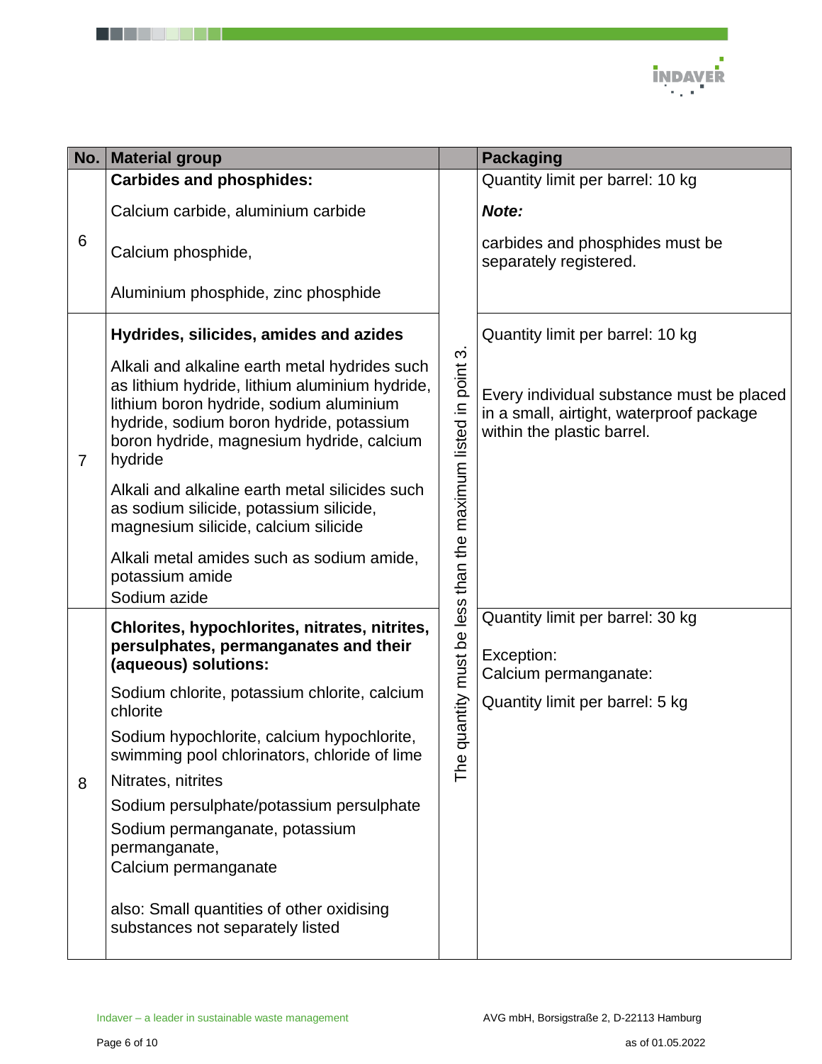| No. | Material group | | Packaging |
|---|---|---|---|
| 6 | **Carbides and phosphides:**<br><br>Calcium carbide, aluminium carbide<br><br>Calcium phosphide,<br><br>Aluminium phosphide, zinc phosphide | The quantity must be less than the maximum listed in point 3. | Quantity limit per barrel: 10 kg<br><br>***Note:***<br><br>carbides and phosphides must be separately registered. |
| 7 | **Hydrides, silicides, amides and azides**<br><br>Alkali and alkaline earth metal hydrides such as lithium hydride, lithium aluminium hydride, lithium boron hydride, sodium aluminium hydride, sodium boron hydride, potassium boron hydride, magnesium hydride, calcium hydride<br><br>Alkali and alkaline earth metal silicides such as sodium silicide, potassium silicide, magnesium silicide, calcium silicide<br><br>Alkali metal amides such as sodium amide, potassium amide<br>Sodium azide | | Quantity limit per barrel: 10 kg<br><br>Every individual substance must be placed in a small, airtight, waterproof package within the plastic barrel. |
| 8 | **Chlorites, hypochlorites, nitrates, nitrites, persulphates, permanganates and their (aqueous) solutions:**<br><br>Sodium chlorite, potassium chlorite, calcium chlorite<br><br>Sodium hypochlorite, calcium hypochlorite, swimming pool chlorinators, chloride of lime<br><br>Nitrates, nitrites<br><br>Sodium persulphate/potassium persulphate<br><br>Sodium permanganate, potassium permanganate,<br>Calcium permanganate<br><br>also: Small quantities of other oxidising substances not separately listed | | Quantity limit per barrel: 30 kg<br><br>Exception:<br>Calcium permanganate:<br><br>Quantity limit per barrel: 5 kg |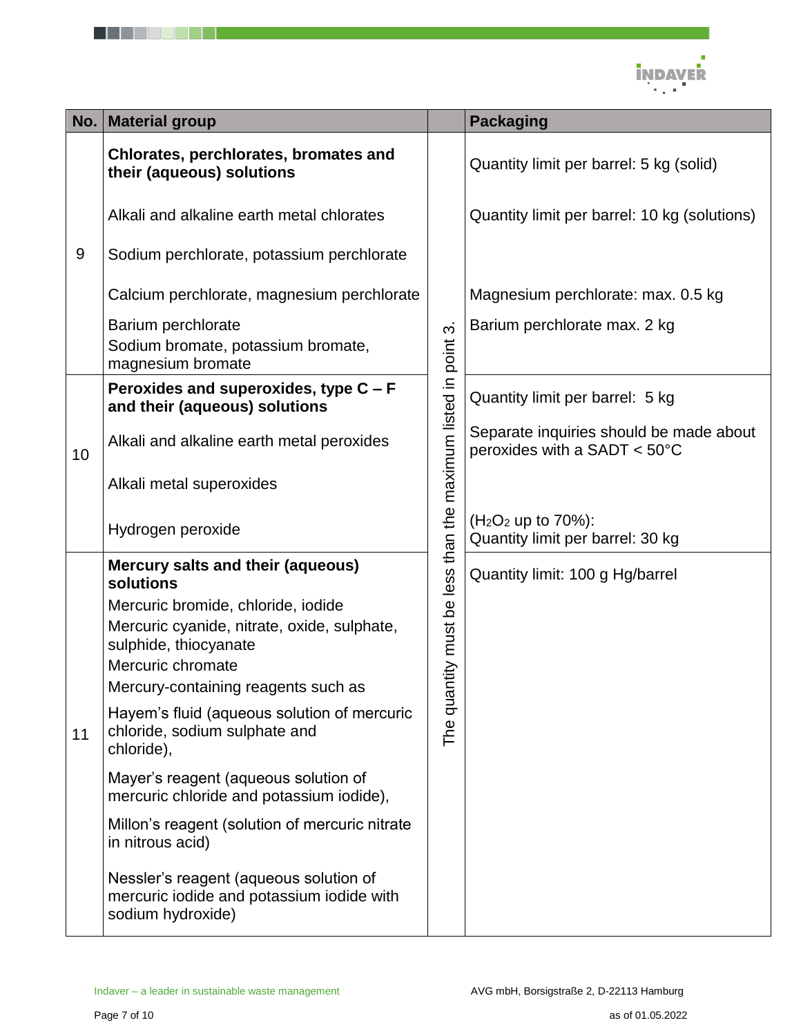| No. | Material group | | Packaging |
|---|---|---|---|
| 9 | **Chlorates, perchlorates, bromates and their (aqueous) solutions**<br><br>Alkali and alkaline earth metal chlorates<br><br>Sodium perchlorate, potassium perchlorate<br><br>Calcium perchlorate, magnesium perchlorate<br><br>Barium perchlorate<br>Sodium bromate, potassium bromate, magnesium bromate | The quantity must be less than the maximum listed in point 3. | Quantity limit per barrel: 5 kg (solid)<br><br>Quantity limit per barrel: 10 kg (solutions)<br><br>Magnesium perchlorate: max. 0.5 kg<br><br>Barium perchlorate max. 2 kg |
| 10 | **Peroxides and superoxides, type C – F and their (aqueous) solutions**<br><br>Alkali and alkaline earth metal peroxides<br><br>Alkali metal superoxides<br><br>Hydrogen peroxide | | Quantity limit per barrel: 5 kg<br><br>Separate inquiries should be made about peroxides with a SADT < 50°C<br><br>($H_2O_2$ up to 70%):<br>Quantity limit per barrel: 30 kg |
| 11 | **Mercury salts and their (aqueous) solutions**<br>Mercuric bromide, chloride, iodide<br>Mercuric cyanide, nitrate, oxide, sulphate, sulphide, thiocyanate<br>Mercuric chromate<br>Mercury-containing reagents such as<br><br>Hayem's fluid (aqueous solution of mercuric chloride, sodium sulphate and chloride),<br><br>Mayer's reagent (aqueous solution of mercuric chloride and potassium iodide),<br><br>Millon's reagent (solution of mercuric nitrate in nitrous acid)<br><br>Nessler's reagent (aqueous solution of mercuric iodide and potassium iodide with sodium hydroxide) | | Quantity limit: 100 g Hg/barrel |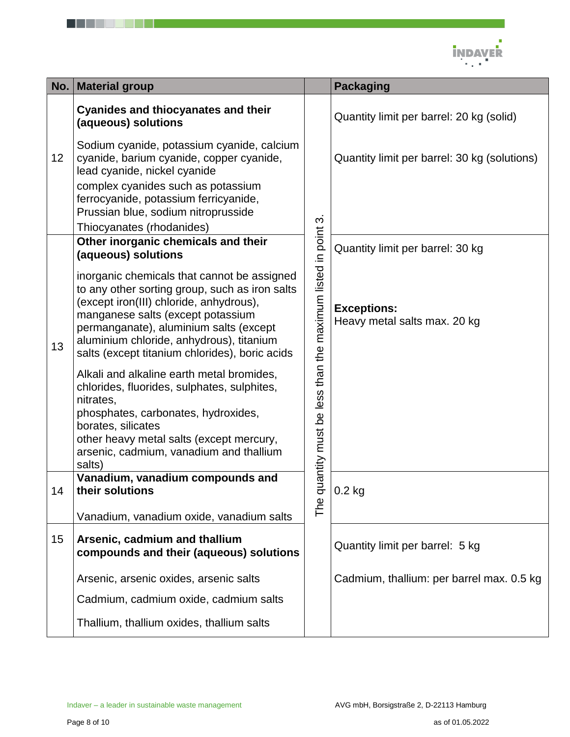| No. | Material group | | Packaging |
|---|---|---|---|
| 12 | **Cyanides and thiocyanates and their (aqueous) solutions**<br><br>Sodium cyanide, potassium cyanide, calcium cyanide, barium cyanide, copper cyanide, lead cyanide, nickel cyanide<br>complex cyanides such as potassium ferrocyanide, potassium ferricyanide, Prussian blue, sodium nitroprusside<br>Thiocyanates (rhodanides) | The quantity must be less than the maximum listed in point 3. | Quantity limit per barrel: 20 kg (solid)<br><br>Quantity limit per barrel: 30 kg (solutions) |
| 13 | **Other inorganic chemicals and their (aqueous) solutions**<br><br>inorganic chemicals that cannot be assigned to any other sorting group, such as iron salts (except iron(III) chloride, anhydrous), manganese salts (except potassium permanganate), aluminium salts (except aluminium chloride, anhydrous), titanium salts (except titanium chlorides), boric acids<br><br>Alkali and alkaline earth metal bromides, chlorides, fluorides, sulphates, sulphites, nitrates,<br>phosphates, carbonates, hydroxides, borates, silicates<br>other heavy metal salts (except mercury, arsenic, cadmium, vanadium and thallium salts) | | Quantity limit per barrel: 30 kg<br><br>**Exceptions:**<br>Heavy metal salts max. 20 kg |
| 14 | **Vanadium, vanadium compounds and their solutions**<br><br>Vanadium, vanadium oxide, vanadium salts | | 0.2 kg |
| 15 | **Arsenic, cadmium and thallium compounds and their (aqueous) solutions**<br><br>Arsenic, arsenic oxides, arsenic salts<br><br>Cadmium, cadmium oxide, cadmium salts<br><br>Thallium, thallium oxides, thallium salts | | Quantity limit per barrel: 5 kg<br><br>Cadmium, thallium: per barrel max. 0.5 kg |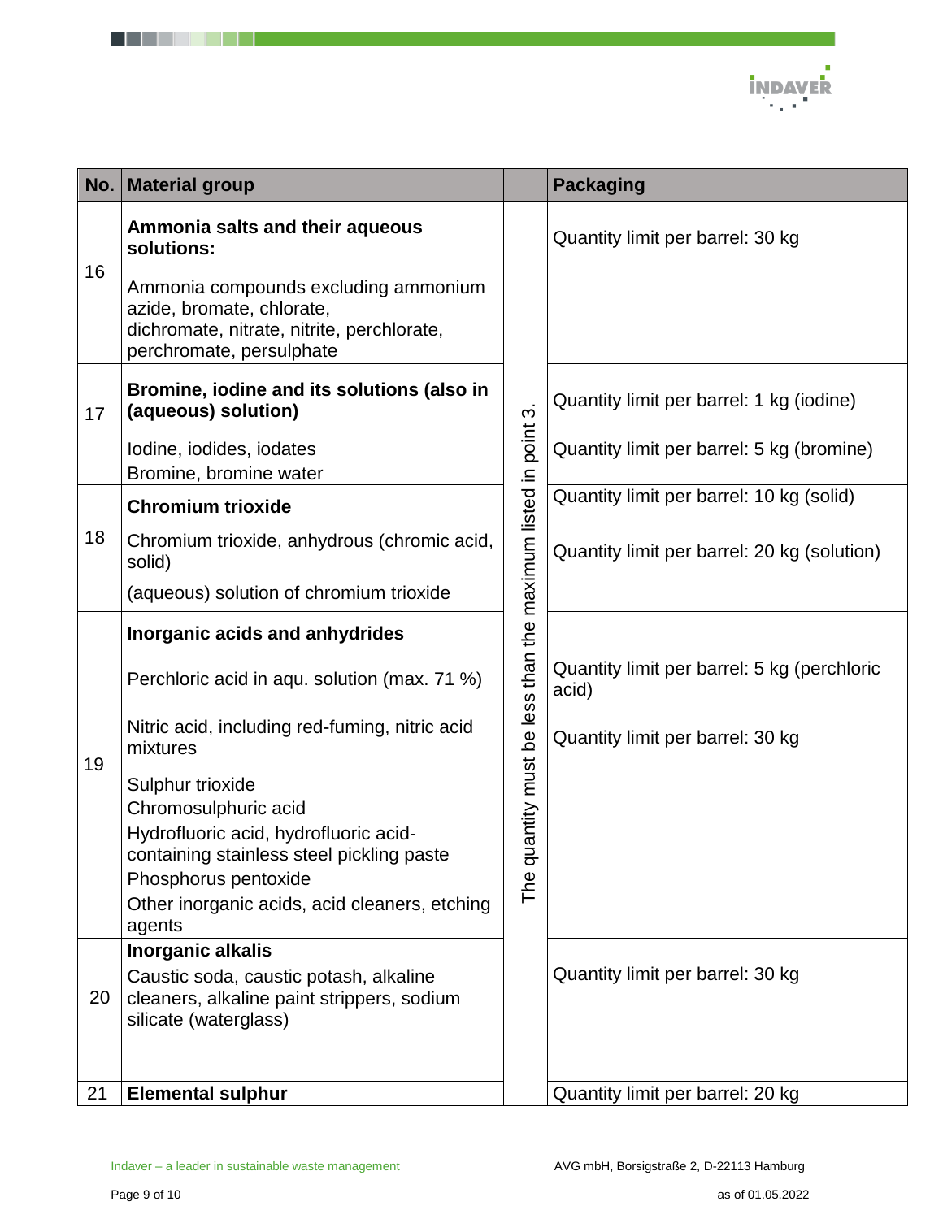| No. | Material group | | Packaging |
|---|---|---|---|
| 16 | **Ammonia salts and their aqueous solutions:**<br><br>Ammonia compounds excluding ammonium azide, bromate, chlorate, dichromate, nitrate, nitrite, perchlorate, perchromate, persulphate | The quantity must be less than the maximum listed in point 3. | Quantity limit per barrel: 30 kg |
| 17 | **Bromine, iodine and its solutions (also in (aqueous) solution)**<br><br>Iodine, iodides, iodates<br>Bromine, bromine water | | Quantity limit per barrel: 1 kg (iodine)<br><br>Quantity limit per barrel: 5 kg (bromine) |
| 18 | **Chromium trioxide**<br><br>Chromium trioxide, anhydrous (chromic acid, solid)<br><br>(aqueous) solution of chromium trioxide | | Quantity limit per barrel: 10 kg (solid)<br><br>Quantity limit per barrel: 20 kg (solution) |
| 19 | **Inorganic acids and anhydrides**<br><br>Perchloric acid in aqu. solution (max. 71 %)<br><br>Nitric acid, including red-fuming, nitric acid mixtures<br><br>Sulphur trioxide<br>Chromosulphuric acid<br>Hydrofluoric acid, hydrofluoric acid-containing stainless steel pickling paste<br>Phosphorus pentoxide<br>Other inorganic acids, acid cleaners, etching agents | | Quantity limit per barrel: 5 kg (perchloric acid)<br><br>Quantity limit per barrel: 30 kg |
| 20 | **Inorganic alkalis**<br>Caustic soda, caustic potash, alkaline cleaners, alkaline paint strippers, sodium silicate (waterglass) | | Quantity limit per barrel: 30 kg |
| 21 | **Elemental sulphur** | | Quantity limit per barrel: 20 kg |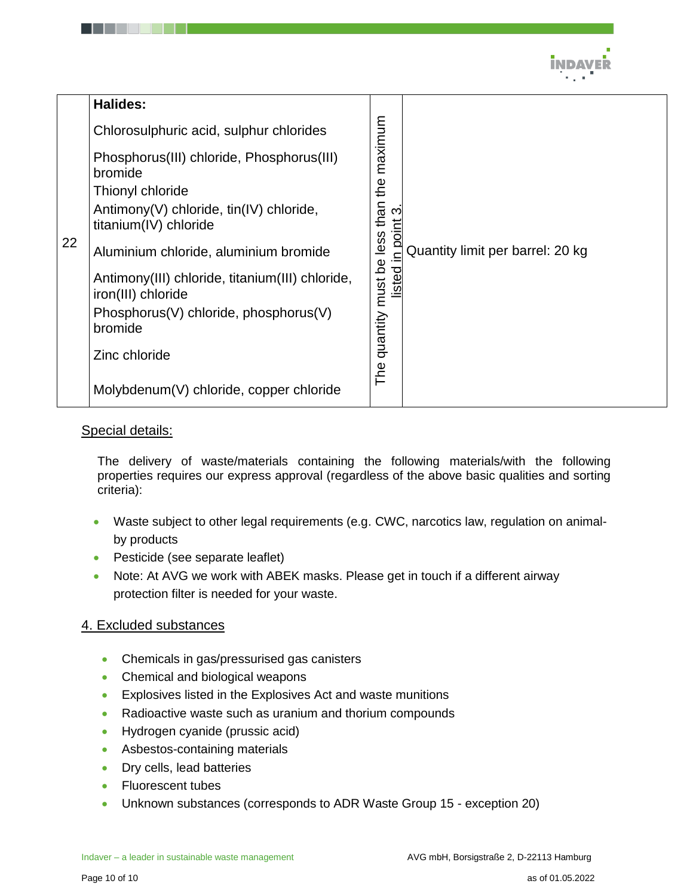| | | | |
|---|---|---|---|
| 22 | **Halides:**<br>Chlorosulphuric acid, sulphur chlorides<br>Phosphorus(III) chloride, Phosphorus(III) bromide<br>Thionyl chloride<br>Antimony(V) chloride, tin(IV) chloride, titanium(IV) chloride<br>Aluminium chloride, aluminium bromide<br>Antimony(III) chloride, titanium(III) chloride, iron(III) chloride<br>Phosphorus(V) chloride, phosphorus(V) bromide<br>Zinc chloride<br>Molybdenum(V) chloride, copper chloride | The quantity must be less than the maximum listed in point 3. | Quantity limit per barrel: 20 kg |

Special details:

The delivery of waste/materials containing the following materials/with the following properties requires our express approval (regardless of the above basic qualities and sorting criteria):

- Waste subject to other legal requirements (e.g. CWC, narcotics law, regulation on animal-by products
- Pesticide (see separate leaflet)
- Note: At AVG we work with ABEK masks. Please get in touch if a different airway protection filter is needed for your waste.

## 4. Excluded substances

- Chemicals in gas/pressurised gas canisters
- Chemical and biological weapons
- Explosives listed in the Explosives Act and waste munitions
- Radioactive waste such as uranium and thorium compounds
- Hydrogen cyanide (prussic acid)
- Asbestos-containing materials
- Dry cells, lead batteries
- Fluorescent tubes
- Unknown substances (corresponds to ADR Waste Group 15 - exception 20)